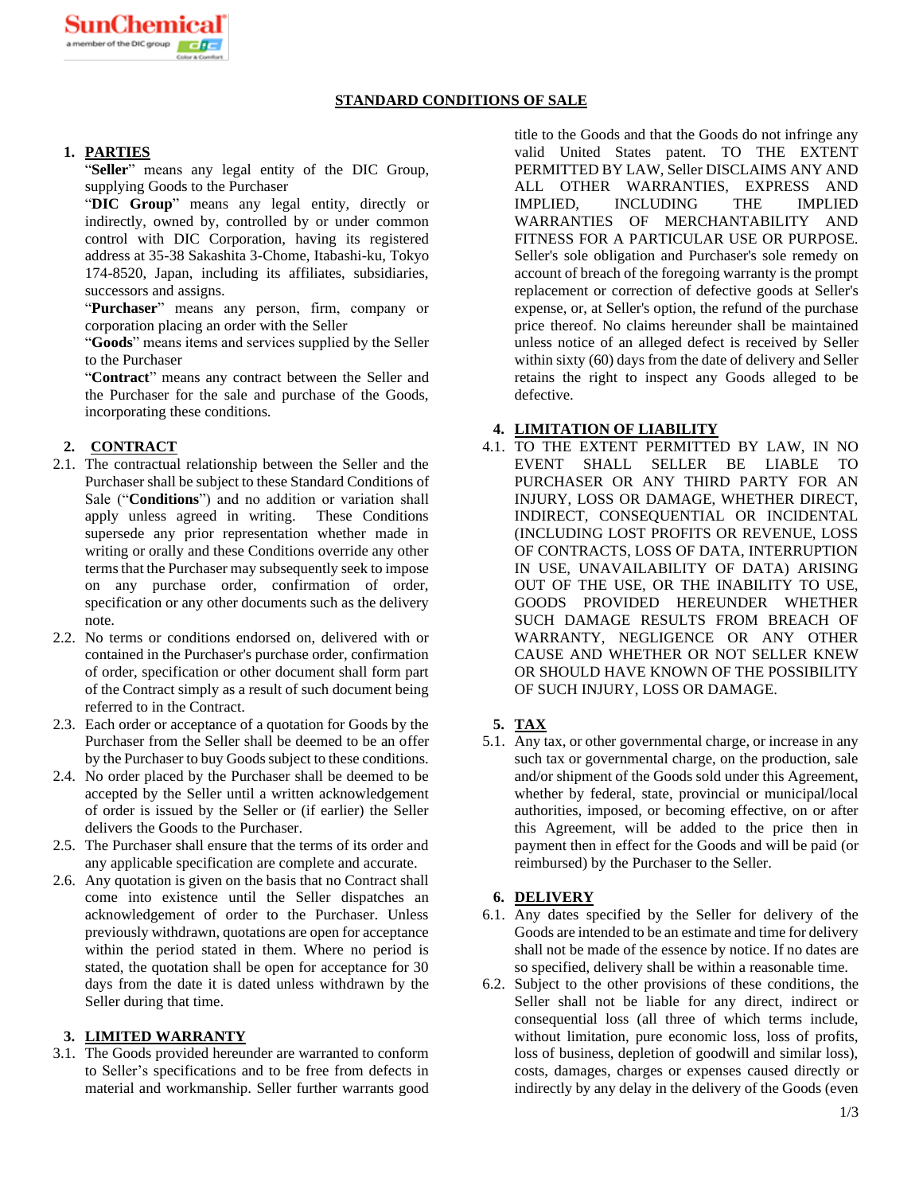# STANDARD CONDITIONS OF SALE

## 1. PARTIES

"**Seller**" means any legal entity of the DIC Group, supplying Goods to the Purchaser

"**DIC Group**" means any legal entity, directly or indirectly, owned by, controlled by or under common control with DIC Corporation, having its registered address at 35-38 Sakashita 3-Chome, Itabashi-ku, Tokyo 174-8520, Japan, including its affiliates, subsidiaries, successors and assigns.

"**Purchaser**" means any person, firm, company or corporation placing an order with the Seller

"**Goods**" means items and services supplied by the Seller to the Purchaser

"**Contract**" means any contract between the Seller and the Purchaser for the sale and purchase of the Goods, incorporating these conditions.

## 2. CONTRACT

2.1. The contractual relationship between the Seller and the Purchaser shall be subject to these Standard Conditions of Sale ("**Conditions**") and no addition or variation shall apply unless agreed in writing. These Conditions supersede any prior representation whether made in writing or orally and these Conditions override any other terms that the Purchaser may subsequently seek to impose on any purchase order, confirmation of order, specification or any other documents such as the delivery note.

2.2. No terms or conditions endorsed on, delivered with or contained in the Purchaser's purchase order, confirmation of order, specification or other document shall form part of the Contract simply as a result of such document being referred to in the Contract.

2.3. Each order or acceptance of a quotation for Goods by the Purchaser from the Seller shall be deemed to be an offer by the Purchaser to buy Goods subject to these conditions.

2.4. No order placed by the Purchaser shall be deemed to be accepted by the Seller until a written acknowledgement of order is issued by the Seller or (if earlier) the Seller delivers the Goods to the Purchaser.

2.5. The Purchaser shall ensure that the terms of its order and any applicable specification are complete and accurate.

2.6. Any quotation is given on the basis that no Contract shall come into existence until the Seller dispatches an acknowledgement of order to the Purchaser. Unless previously withdrawn, quotations are open for acceptance within the period stated in them. Where no period is stated, the quotation shall be open for acceptance for 30 days from the date it is dated unless withdrawn by the Seller during that time.

## 3. LIMITED WARRANTY

3.1. The Goods provided hereunder are warranted to conform to Seller's specifications and to be free from defects in material and workmanship. Seller further warrants good title to the Goods and that the Goods do not infringe any valid United States patent. TO THE EXTENT PERMITTED BY LAW, Seller DISCLAIMS ANY AND ALL OTHER WARRANTIES, EXPRESS AND IMPLIED, INCLUDING THE IMPLIED WARRANTIES OF MERCHANTABILITY AND FITNESS FOR A PARTICULAR USE OR PURPOSE. Seller's sole obligation and Purchaser's sole remedy on account of breach of the foregoing warranty is the prompt replacement or correction of defective goods at Seller's expense, or, at Seller's option, the refund of the purchase price thereof. No claims hereunder shall be maintained unless notice of an alleged defect is received by Seller within sixty (60) days from the date of delivery and Seller retains the right to inspect any Goods alleged to be defective.

## 4. LIMITATION OF LIABILITY

4.1. TO THE EXTENT PERMITTED BY LAW, IN NO EVENT SHALL SELLER BE LIABLE TO PURCHASER OR ANY THIRD PARTY FOR AN INJURY, LOSS OR DAMAGE, WHETHER DIRECT, INDIRECT, CONSEQUENTIAL OR INCIDENTAL (INCLUDING LOST PROFITS OR REVENUE, LOSS OF CONTRACTS, LOSS OF DATA, INTERRUPTION IN USE, UNAVAILABILITY OF DATA) ARISING OUT OF THE USE, OR THE INABILITY TO USE, GOODS PROVIDED HEREUNDER WHETHER SUCH DAMAGE RESULTS FROM BREACH OF WARRANTY, NEGLIGENCE OR ANY OTHER CAUSE AND WHETHER OR NOT SELLER KNEW OR SHOULD HAVE KNOWN OF THE POSSIBILITY OF SUCH INJURY, LOSS OR DAMAGE.

## 5. TAX

5.1. Any tax, or other governmental charge, or increase in any such tax or governmental charge, on the production, sale and/or shipment of the Goods sold under this Agreement, whether by federal, state, provincial or municipal/local authorities, imposed, or becoming effective, on or after this Agreement, will be added to the price then in payment then in effect for the Goods and will be paid (or reimbursed) by the Purchaser to the Seller.

## 6. DELIVERY

6.1. Any dates specified by the Seller for delivery of the Goods are intended to be an estimate and time for delivery shall not be made of the essence by notice. If no dates are so specified, delivery shall be within a reasonable time.

6.2. Subject to the other provisions of these conditions, the Seller shall not be liable for any direct, indirect or consequential loss (all three of which terms include, without limitation, pure economic loss, loss of profits, loss of business, depletion of goodwill and similar loss), costs, damages, charges or expenses caused directly or indirectly by any delay in the delivery of the Goods (even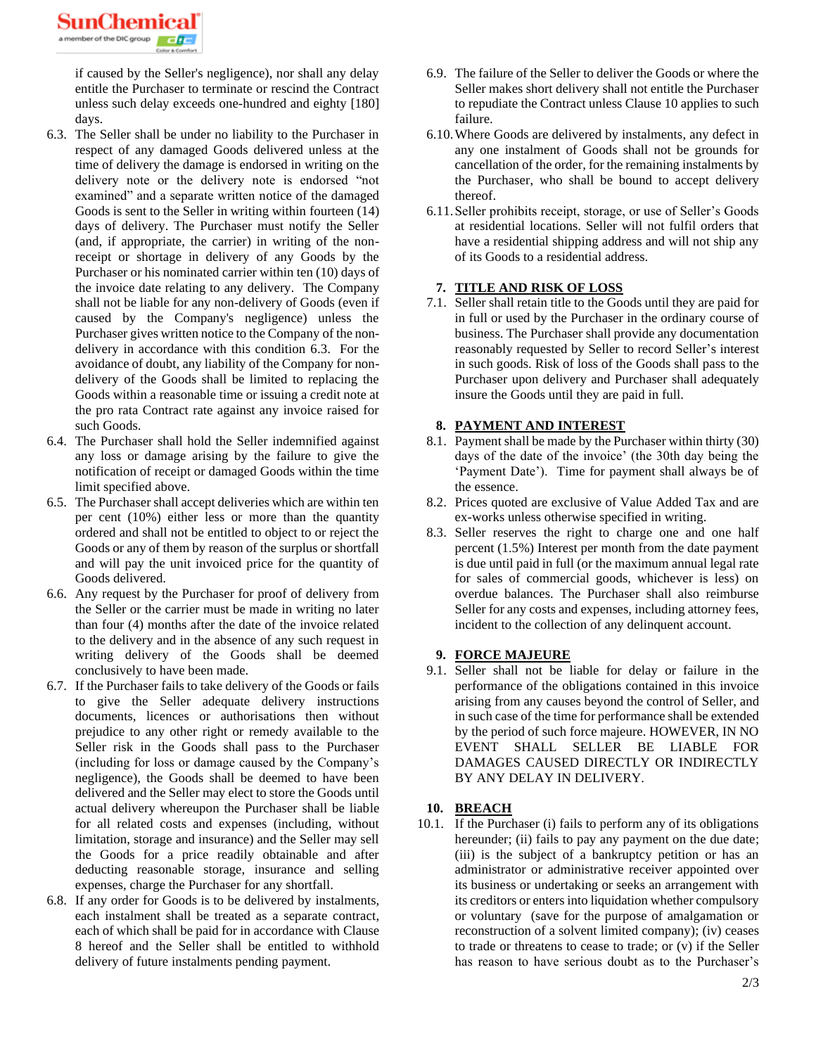if caused by the Seller's negligence), nor shall any delay entitle the Purchaser to terminate or rescind the Contract unless such delay exceeds one-hundred and eighty [180] days.

6.3. The Seller shall be under no liability to the Purchaser in respect of any damaged Goods delivered unless at the time of delivery the damage is endorsed in writing on the delivery note or the delivery note is endorsed "not examined" and a separate written notice of the damaged Goods is sent to the Seller in writing within fourteen (14) days of delivery. The Purchaser must notify the Seller (and, if appropriate, the carrier) in writing of the non-receipt or shortage in delivery of any Goods by the Purchaser or his nominated carrier within ten (10) days of the invoice date relating to any delivery. The Company shall not be liable for any non-delivery of Goods (even if caused by the Company's negligence) unless the Purchaser gives written notice to the Company of the non-delivery in accordance with this condition 6.3. For the avoidance of doubt, any liability of the Company for non-delivery of the Goods shall be limited to replacing the Goods within a reasonable time or issuing a credit note at the pro rata Contract rate against any invoice raised for such Goods.

6.4. The Purchaser shall hold the Seller indemnified against any loss or damage arising by the failure to give the notification of receipt or damaged Goods within the time limit specified above.

6.5. The Purchaser shall accept deliveries which are within ten per cent (10%) either less or more than the quantity ordered and shall not be entitled to object to or reject the Goods or any of them by reason of the surplus or shortfall and will pay the unit invoiced price for the quantity of Goods delivered.

6.6. Any request by the Purchaser for proof of delivery from the Seller or the carrier must be made in writing no later than four (4) months after the date of the invoice related to the delivery and in the absence of any such request in writing delivery of the Goods shall be deemed conclusively to have been made.

6.7. If the Purchaser fails to take delivery of the Goods or fails to give the Seller adequate delivery instructions documents, licences or authorisations then without prejudice to any other right or remedy available to the Seller risk in the Goods shall pass to the Purchaser (including for loss or damage caused by the Company's negligence), the Goods shall be deemed to have been delivered and the Seller may elect to store the Goods until actual delivery whereupon the Purchaser shall be liable for all related costs and expenses (including, without limitation, storage and insurance) and the Seller may sell the Goods for a price readily obtainable and after deducting reasonable storage, insurance and selling expenses, charge the Purchaser for any shortfall.

6.8. If any order for Goods is to be delivered by instalments, each instalment shall be treated as a separate contract, each of which shall be paid for in accordance with Clause 8 hereof and the Seller shall be entitled to withhold delivery of future instalments pending payment.

6.9. The failure of the Seller to deliver the Goods or where the Seller makes short delivery shall not entitle the Purchaser to repudiate the Contract unless Clause 10 applies to such failure.

6.10. Where Goods are delivered by instalments, any defect in any one instalment of Goods shall not be grounds for cancellation of the order, for the remaining instalments by the Purchaser, who shall be bound to accept delivery thereof.

6.11. Seller prohibits receipt, storage, or use of Seller's Goods at residential locations. Seller will not fulfil orders that have a residential shipping address and will not ship any of its Goods to a residential address.

## 7. TITLE AND RISK OF LOSS

7.1. Seller shall retain title to the Goods until they are paid for in full or used by the Purchaser in the ordinary course of business. The Purchaser shall provide any documentation reasonably requested by Seller to record Seller's interest in such goods. Risk of loss of the Goods shall pass to the Purchaser upon delivery and Purchaser shall adequately insure the Goods until they are paid in full.

## 8. PAYMENT AND INTEREST

8.1. Payment shall be made by the Purchaser within thirty (30) days of the date of the invoice' (the 30th day being the 'Payment Date'). Time for payment shall always be of the essence.

8.2. Prices quoted are exclusive of Value Added Tax and are ex-works unless otherwise specified in writing.

8.3. Seller reserves the right to charge one and one half percent (1.5%) Interest per month from the date payment is due until paid in full (or the maximum annual legal rate for sales of commercial goods, whichever is less) on overdue balances. The Purchaser shall also reimburse Seller for any costs and expenses, including attorney fees, incident to the collection of any delinquent account.

## 9. FORCE MAJEURE

9.1. Seller shall not be liable for delay or failure in the performance of the obligations contained in this invoice arising from any causes beyond the control of Seller, and in such case of the time for performance shall be extended by the period of such force majeure. HOWEVER, IN NO EVENT SHALL SELLER BE LIABLE FOR DAMAGES CAUSED DIRECTLY OR INDIRECTLY BY ANY DELAY IN DELIVERY.

## 10. BREACH

10.1. If the Purchaser (i) fails to perform any of its obligations hereunder; (ii) fails to pay any payment on the due date; (iii) is the subject of a bankruptcy petition or has an administrator or administrative receiver appointed over its business or undertaking or seeks an arrangement with its creditors or enters into liquidation whether compulsory or voluntary (save for the purpose of amalgamation or reconstruction of a solvent limited company); (iv) ceases to trade or threatens to cease to trade; or (v) if the Seller has reason to have serious doubt as to the Purchaser's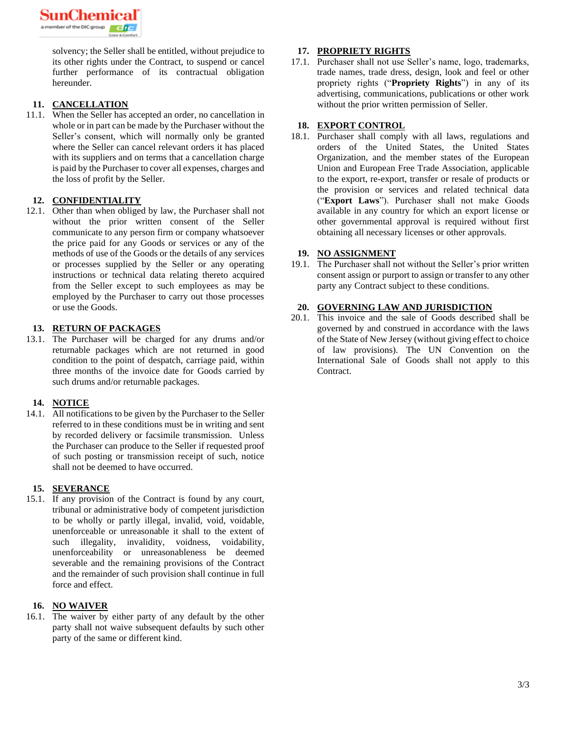solvency; the Seller shall be entitled, without prejudice to its other rights under the Contract, to suspend or cancel further performance of its contractual obligation hereunder.

## 11. CANCELLATION

11.1. When the Seller has accepted an order, no cancellation in whole or in part can be made by the Purchaser without the Seller's consent, which will normally only be granted where the Seller can cancel relevant orders it has placed with its suppliers and on terms that a cancellation charge is paid by the Purchaser to cover all expenses, charges and the loss of profit by the Seller.

## 12. CONFIDENTIALITY

12.1. Other than when obliged by law, the Purchaser shall not without the prior written consent of the Seller communicate to any person firm or company whatsoever the price paid for any Goods or services or any of the methods of use of the Goods or the details of any services or processes supplied by the Seller or any operating instructions or technical data relating thereto acquired from the Seller except to such employees as may be employed by the Purchaser to carry out those processes or use the Goods.

## 13. RETURN OF PACKAGES

13.1. The Purchaser will be charged for any drums and/or returnable packages which are not returned in good condition to the point of despatch, carriage paid, within three months of the invoice date for Goods carried by such drums and/or returnable packages.

## 14. NOTICE

14.1. All notifications to be given by the Purchaser to the Seller referred to in these conditions must be in writing and sent by recorded delivery or facsimile transmission. Unless the Purchaser can produce to the Seller if requested proof of such posting or transmission receipt of such, notice shall not be deemed to have occurred.

## 15. SEVERANCE

15.1. If any provision of the Contract is found by any court, tribunal or administrative body of competent jurisdiction to be wholly or partly illegal, invalid, void, voidable, unenforceable or unreasonable it shall to the extent of such illegality, invalidity, voidness, voidability, unenforceability or unreasonableness be deemed severable and the remaining provisions of the Contract and the remainder of such provision shall continue in full force and effect.

## 16. NO WAIVER

16.1. The waiver by either party of any default by the other party shall not waive subsequent defaults by such other party of the same or different kind.

## 17. PROPRIETY RIGHTS

17.1. Purchaser shall not use Seller's name, logo, trademarks, trade names, trade dress, design, look and feel or other propriety rights ("**Propriety Rights**") in any of its advertising, communications, publications or other work without the prior written permission of Seller.

## 18. EXPORT CONTROL

18.1. Purchaser shall comply with all laws, regulations and orders of the United States, the United States Organization, and the member states of the European Union and European Free Trade Association, applicable to the export, re-export, transfer or resale of products or the provision or services and related technical data ("**Export Laws**"). Purchaser shall not make Goods available in any country for which an export license or other governmental approval is required without first obtaining all necessary licenses or other approvals.

## 19. NO ASSIGNMENT

19.1. The Purchaser shall not without the Seller's prior written consent assign or purport to assign or transfer to any other party any Contract subject to these conditions.

## 20. GOVERNING LAW AND JURISDICTION

20.1. This invoice and the sale of Goods described shall be governed by and construed in accordance with the laws of the State of New Jersey (without giving effect to choice of law provisions). The UN Convention on the International Sale of Goods shall not apply to this Contract.